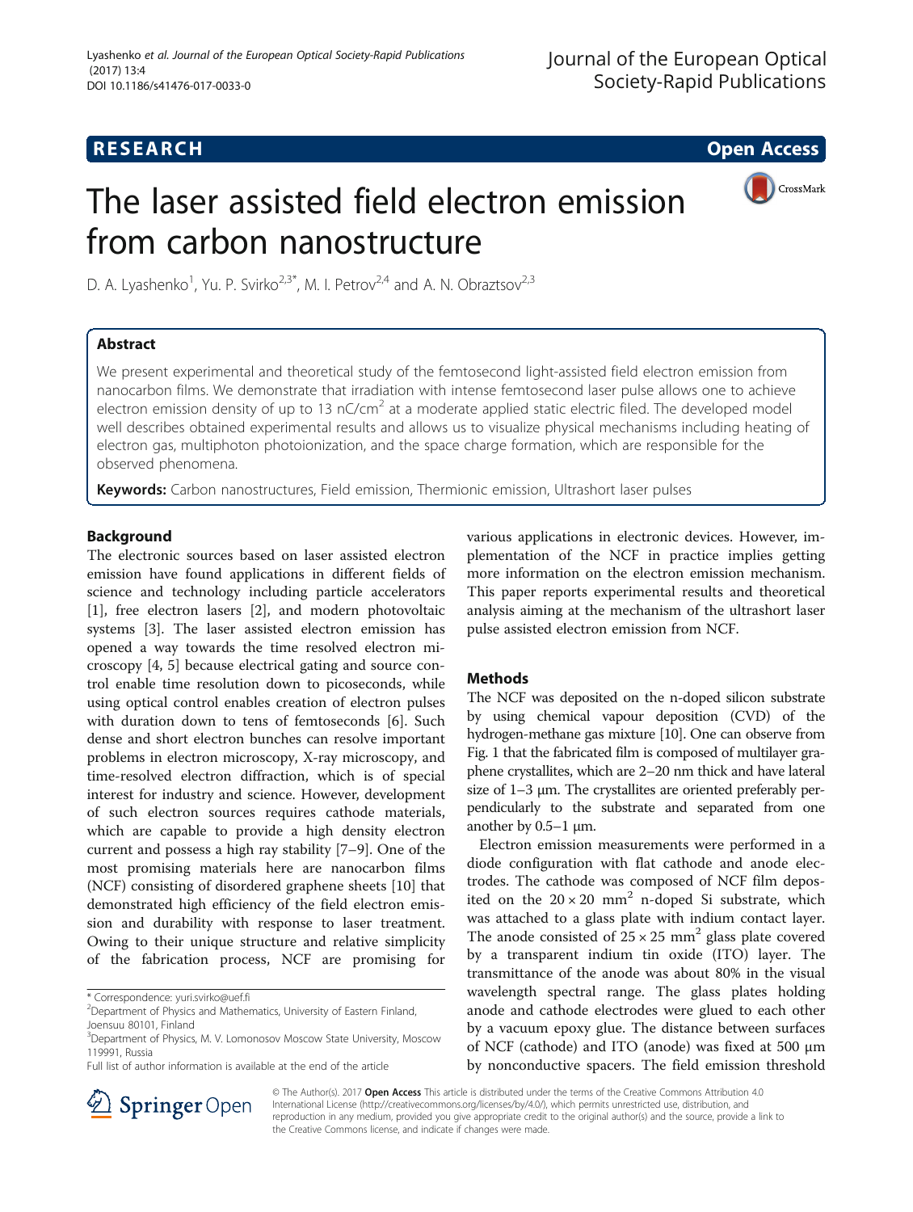RESEARCH Open Access

# The laser assisted field electron emission from carbon nanostructure

D. A. Lyashenko[1], Yu. P. Svirko[2,3*], M. I. Petrov[2,4] and A. N. Obraztsov[2,3]

## Abstract

We present experimental and theoretical study of the femtosecond light-assisted field electron emission from nanocarbon films. We demonstrate that irradiation with intense femtosecond laser pulse allows one to achieve electron emission density of up to 13 nC/cm$^2$ at a moderate applied static electric filed. The developed model well describes obtained experimental results and allows us to visualize physical mechanisms including heating of electron gas, multiphoton photoionization, and the space charge formation, which are responsible for the observed phenomena.

**Keywords:** Carbon nanostructures, Field emission, Thermionic emission, Ultrashort laser pulses

## Background

The electronic sources based on laser assisted electron emission have found applications in different fields of science and technology including particle accelerators [1], free electron lasers [2], and modern photovoltaic systems [3]. The laser assisted electron emission has opened a way towards the time resolved electron microscopy [4, 5] because electrical gating and source control enable time resolution down to picoseconds, while using optical control enables creation of electron pulses with duration down to tens of femtoseconds [6]. Such dense and short electron bunches can resolve important problems in electron microscopy, X-ray microscopy, and time-resolved electron diffraction, which is of special interest for industry and science. However, development of such electron sources requires cathode materials, which are capable to provide a high density electron current and possess a high ray stability [7–9]. One of the most promising materials here are nanocarbon films (NCF) consisting of disordered graphene sheets [10] that demonstrated high efficiency of the field electron emission and durability with response to laser treatment. Owing to their unique structure and relative simplicity of the fabrication process, NCF are promising for various applications in electronic devices. However, implementation of the NCF in practice implies getting more information on the electron emission mechanism. This paper reports experimental results and theoretical analysis aiming at the mechanism of the ultrashort laser pulse assisted electron emission from NCF.

## Methods

The NCF was deposited on the n-doped silicon substrate by using chemical vapour deposition (CVD) of the hydrogen-methane gas mixture [10]. One can observe from Fig. 1 that the fabricated film is composed of multilayer graphene crystallites, which are 2–20 nm thick and have lateral size of 1–3 μm. The crystallites are oriented preferably perpendicularly to the substrate and separated from one another by 0.5–1 μm.

Electron emission measurements were performed in a diode configuration with flat cathode and anode electrodes. The cathode was composed of NCF film deposited on the 20 × 20 mm$^2$ n-doped Si substrate, which was attached to a glass plate with indium contact layer. The anode consisted of 25 × 25 mm$^2$ glass plate covered by a transparent indium tin oxide (ITO) layer. The transmittance of the anode was about 80% in the visual wavelength spectral range. The glass plates holding anode and cathode electrodes were glued to each other by a vacuum epoxy glue. The distance between surfaces of NCF (cathode) and ITO (anode) was fixed at 500 μm by nonconductive spacers. The field emission threshold

\* Correspondence: yuri.svirko@uef.fi
[2]Department of Physics and Mathematics, University of Eastern Finland, Joensuu 80101, Finland
[3]Department of Physics, M. V. Lomonosov Moscow State University, Moscow 119991, Russia
Full list of author information is available at the end of the article

© The Author(s). 2017 **Open Access** This article is distributed under the terms of the Creative Commons Attribution 4.0 International License (http://creativecommons.org/licenses/by/4.0/), which permits unrestricted use, distribution, and reproduction in any medium, provided you give appropriate credit to the original author(s) and the source, provide a link to the Creative Commons license, and indicate if changes were made.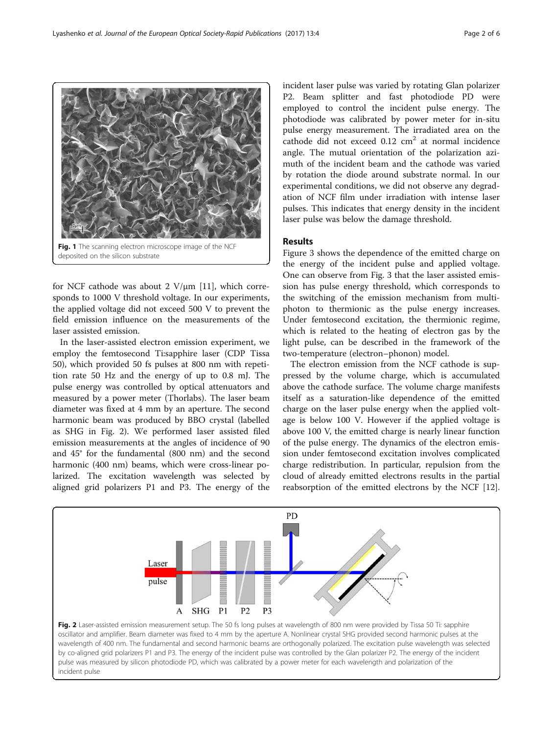Fig. 1 The scanning electron microscope image of the NCF deposited on the silicon substrate

for NCF cathode was about 2 V/μm [11], which corresponds to 1000 V threshold voltage. In our experiments, the applied voltage did not exceed 500 V to prevent the field emission influence on the measurements of the laser assisted emission.

In the laser-assisted electron emission experiment, we employ the femtosecond Ti:sapphire laser (CDP Tissa 50), which provided 50 fs pulses at 800 nm with repetition rate 50 Hz and the energy of up to 0.8 mJ. The pulse energy was controlled by optical attenuators and measured by a power meter (Thorlabs). The laser beam diameter was fixed at 4 mm by an aperture. The second harmonic beam was produced by BBO crystal (labelled as SHG in Fig. 2). We performed laser assisted filed emission measurements at the angles of incidence of 90 and 45° for the fundamental (800 nm) and the second harmonic (400 nm) beams, which were cross-linear polarized. The excitation wavelength was selected by aligned grid polarizers P1 and P3. The energy of the incident laser pulse was varied by rotating Glan polarizer P2. Beam splitter and fast photodiode PD were employed to control the incident pulse energy. The photodiode was calibrated by power meter for in-situ pulse energy measurement. The irradiated area on the cathode did not exceed 0.12 $cm^2$ at normal incidence angle. The mutual orientation of the polarization azimuth of the incident beam and the cathode was varied by rotation the diode around substrate normal. In our experimental conditions, we did not observe any degradation of NCF film under irradiation with intense laser pulses. This indicates that energy density in the incident laser pulse was below the damage threshold.

## Results

Figure 3 shows the dependence of the emitted charge on the energy of the incident pulse and applied voltage. One can observe from Fig. 3 that the laser assisted emission has pulse energy threshold, which corresponds to the switching of the emission mechanism from multiphoton to thermionic as the pulse energy increases. Under femtosecond excitation, the thermionic regime, which is related to the heating of electron gas by the light pulse, can be described in the framework of the two-temperature (electron–phonon) model.

The electron emission from the NCF cathode is suppressed by the volume charge, which is accumulated above the cathode surface. The volume charge manifests itself as a saturation-like dependence of the emitted charge on the laser pulse energy when the applied voltage is below 100 V. However if the applied voltage is above 100 V, the emitted charge is nearly linear function of the pulse energy. The dynamics of the electron emission under femtosecond excitation involves complicated charge redistribution. In particular, repulsion from the cloud of already emitted electrons results in the partial reabsorption of the emitted electrons by the NCF [12].

Fig. 2 Laser-assisted emission measurement setup. The 50 fs long pulses at wavelength of 800 nm were provided by Tissa 50 Ti: sapphire oscillator and amplifier. Beam diameter was fixed to 4 mm by the aperture A. Nonlinear crystal SHG provided second harmonic pulses at the wavelength of 400 nm. The fundamental and second harmonic beams are orthogonally polarized. The excitation pulse wavelength was selected by co-aligned grid polarizers P1 and P3. The energy of the incident pulse was controlled by the Glan polarizer P2. The energy of the incident pulse was measured by silicon photodiode PD, which was calibrated by a power meter for each wavelength and polarization of the incident pulse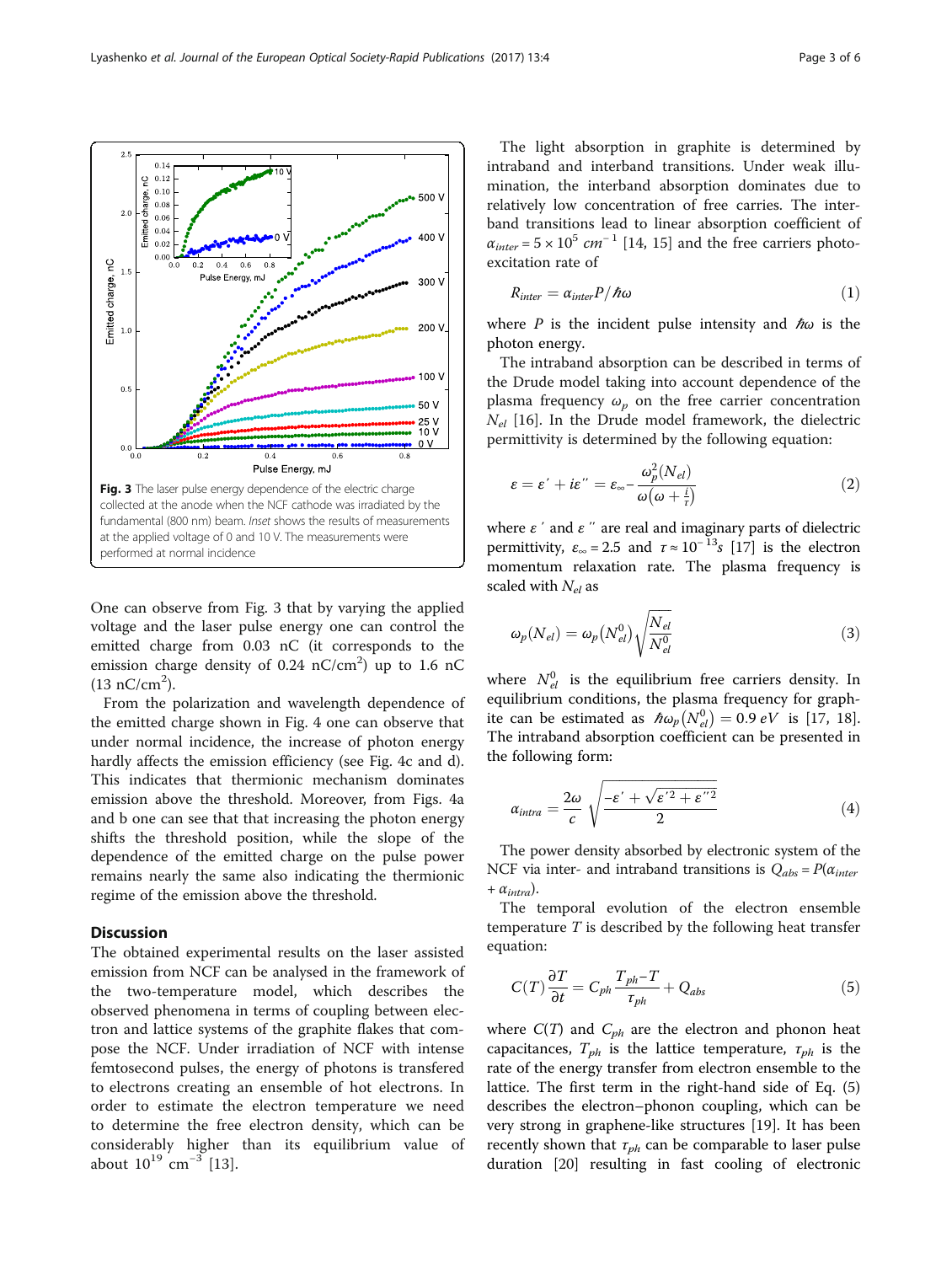Fig. 3 The laser pulse energy dependence of the electric charge collected at the anode when the NCF cathode was irradiated by the fundamental (800 nm) beam. *Inset* shows the results of measurements at the applied voltage of 0 and 10 V. The measurements were performed at normal incidence

One can observe from Fig. 3 that by varying the applied voltage and the laser pulse energy one can control the emitted charge from 0.03 nC (it corresponds to the emission charge density of 0.24 nC/cm$^2$) up to 1.6 nC (13 nC/cm$^2$).

From the polarization and wavelength dependence of the emitted charge shown in Fig. 4 one can observe that under normal incidence, the increase of photon energy hardly affects the emission efficiency (see Fig. 4c and d). This indicates that thermionic mechanism dominates emission above the threshold. Moreover, from Figs. 4a and b one can see that that increasing the photon energy shifts the threshold position, while the slope of the dependence of the emitted charge on the pulse power remains nearly the same also indicating the thermionic regime of the emission above the threshold.

## Discussion

The obtained experimental results on the laser assisted emission from NCF can be analysed in the framework of the two-temperature model, which describes the observed phenomena in terms of coupling between electron and lattice systems of the graphite flakes that compose the NCF. Under irradiation of NCF with intense femtosecond pulses, the energy of photons is transfered to electrons creating an ensemble of hot electrons. In order to estimate the electron temperature we need to determine the free electron density, which can be considerably higher than its equilibrium value of about $10^{19}$ cm$^{-3}$ [13].

The light absorption in graphite is determined by intraband and interband transitions. Under weak illumination, the interband absorption dominates due to relatively low concentration of free carries. The interband transitions lead to linear absorption coefficient of $\alpha_{inter} = 5 \times 10^5\ cm^{-1}$ [14, 15] and the free carriers photo-excitation rate of

$$R_{inter} = \alpha_{inter} P/\hbar\omega \tag{1}$$

where $P$ is the incident pulse intensity and $\hbar\omega$ is the photon energy.

The intraband absorption can be described in terms of the Drude model taking into account dependence of the plasma frequency $\omega_p$ on the free carrier concentration $N_{el}$ [16]. In the Drude model framework, the dielectric permittivity is determined by the following equation:

$$\varepsilon = \varepsilon' + i\varepsilon'' = \varepsilon_\infty - \frac{\omega_p^2(N_{el})}{\omega\left(\omega + \frac{i}{\tau}\right)} \tag{2}$$

where $\varepsilon'$ and $\varepsilon''$ are real and imaginary parts of dielectric permittivity, $\varepsilon_\infty = 2.5$ and $\tau \approx 10^{-13}s$ [17] is the electron momentum relaxation rate. The plasma frequency is scaled with $N_{el}$ as

$$\omega_p(N_{el}) = \omega_p\left(N_{el}^0\right)\sqrt{\frac{N_{el}}{N_{el}^0}} \tag{3}$$

where $N_{el}^0$ is the equilibrium free carriers density. In equilibrium conditions, the plasma frequency for graphite can be estimated as $\hbar\omega_p\left(N_{el}^0\right) = 0.9\ eV$ is [17, 18]. The intraband absorption coefficient can be presented in the following form:

$$\alpha_{intra} = \frac{2\omega}{c}\sqrt{\frac{-\varepsilon' + \sqrt{\varepsilon'^2 + \varepsilon''^2}}{2}} \tag{4}$$

The power density absorbed by electronic system of the NCF via inter- and intraband transitions is $Q_{abs} = P(\alpha_{inter} + \alpha_{intra})$.

The temporal evolution of the electron ensemble temperature $T$ is described by the following heat transfer equation:

$$C(T)\frac{\partial T}{\partial t} = C_{ph}\frac{T_{ph} - T}{\tau_{ph}} + Q_{abs} \tag{5}$$

where $C(T)$ and $C_{ph}$ are the electron and phonon heat capacitances, $T_{ph}$ is the lattice temperature, $\tau_{ph}$ is the rate of the energy transfer from electron ensemble to the lattice. The first term in the right-hand side of Eq. (5) describes the electron–phonon coupling, which can be very strong in graphene-like structures [19]. It has been recently shown that $\tau_{ph}$ can be comparable to laser pulse duration [20] resulting in fast cooling of electronic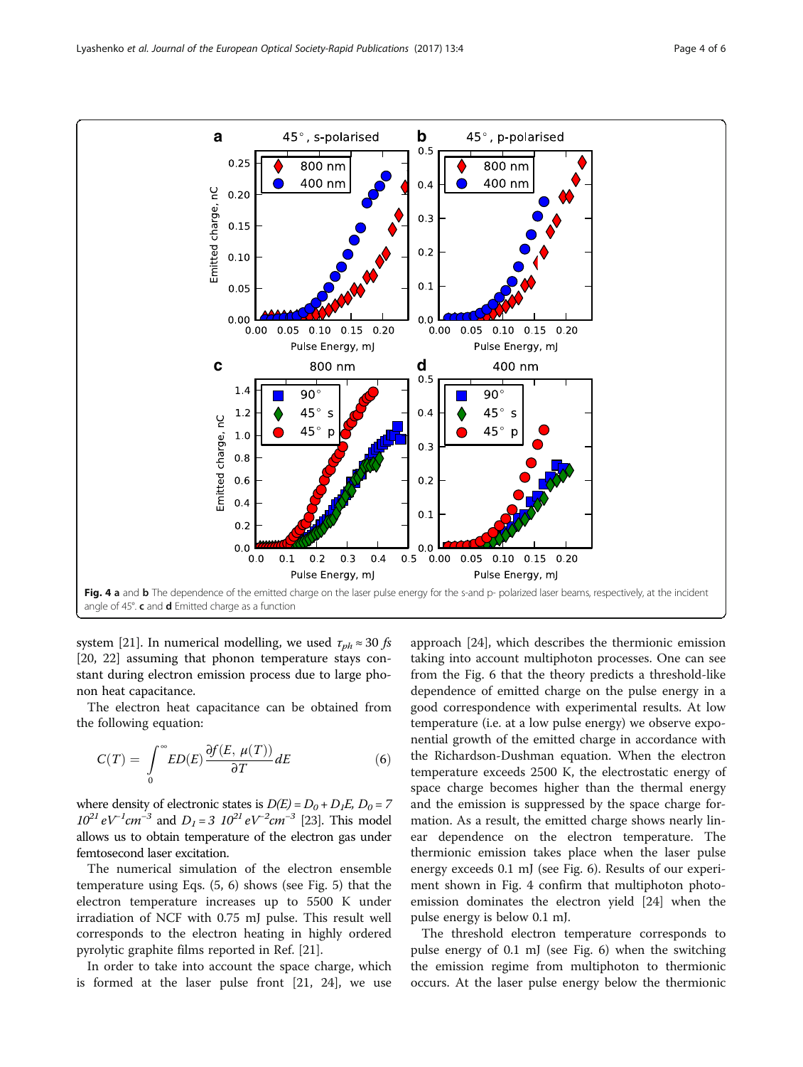**Fig. 4** **a** and **b** The dependence of the emitted charge on the laser pulse energy for the s-and p- polarized laser beams, respectively, at the incident angle of 45°. **c** and **d** Emitted charge as a function

system [21]. In numerical modelling, we used $\tau_{ph} \approx 30\ fs$ [20, 22] assuming that phonon temperature stays constant during electron emission process due to large phonon heat capacitance.

The electron heat capacitance can be obtained from the following equation:

$$C(T) = \int_0^{\infty} ED(E) \frac{\partial f(E, \mu(T))}{\partial T} dE \tag{6}$$

where density of electronic states is $D(E) = D_0 + D_1 E$, $D_0 = 7\ 10^{21}\ eV^{-1}cm^{-3}$ and $D_1 = 3\ 10^{21}\ eV^{-2}cm^{-3}$ [23]. This model allows us to obtain temperature of the electron gas under femtosecond laser excitation.

The numerical simulation of the electron ensemble temperature using Eqs. (5, 6) shows (see Fig. 5) that the electron temperature increases up to 5500 K under irradiation of NCF with 0.75 mJ pulse. This result well corresponds to the electron heating in highly ordered pyrolytic graphite films reported in Ref. [21].

In order to take into account the space charge, which is formed at the laser pulse front [21, 24], we use approach [24], which describes the thermionic emission taking into account multiphoton processes. One can see from the Fig. 6 that the theory predicts a threshold-like dependence of emitted charge on the pulse energy in a good correspondence with experimental results. At low temperature (i.e. at a low pulse energy) we observe exponential growth of the emitted charge in accordance with the Richardson-Dushman equation. When the electron temperature exceeds 2500 K, the electrostatic energy of space charge becomes higher than the thermal energy and the emission is suppressed by the space charge formation. As a result, the emitted charge shows nearly linear dependence on the electron temperature. The thermionic emission takes place when the laser pulse energy exceeds 0.1 mJ (see Fig. 6). Results of our experiment shown in Fig. 4 confirm that multiphoton photoemission dominates the electron yield [24] when the pulse energy is below 0.1 mJ.

The threshold electron temperature corresponds to pulse energy of 0.1 mJ (see Fig. 6) when the switching the emission regime from multiphoton to thermionic occurs. At the laser pulse energy below the thermionic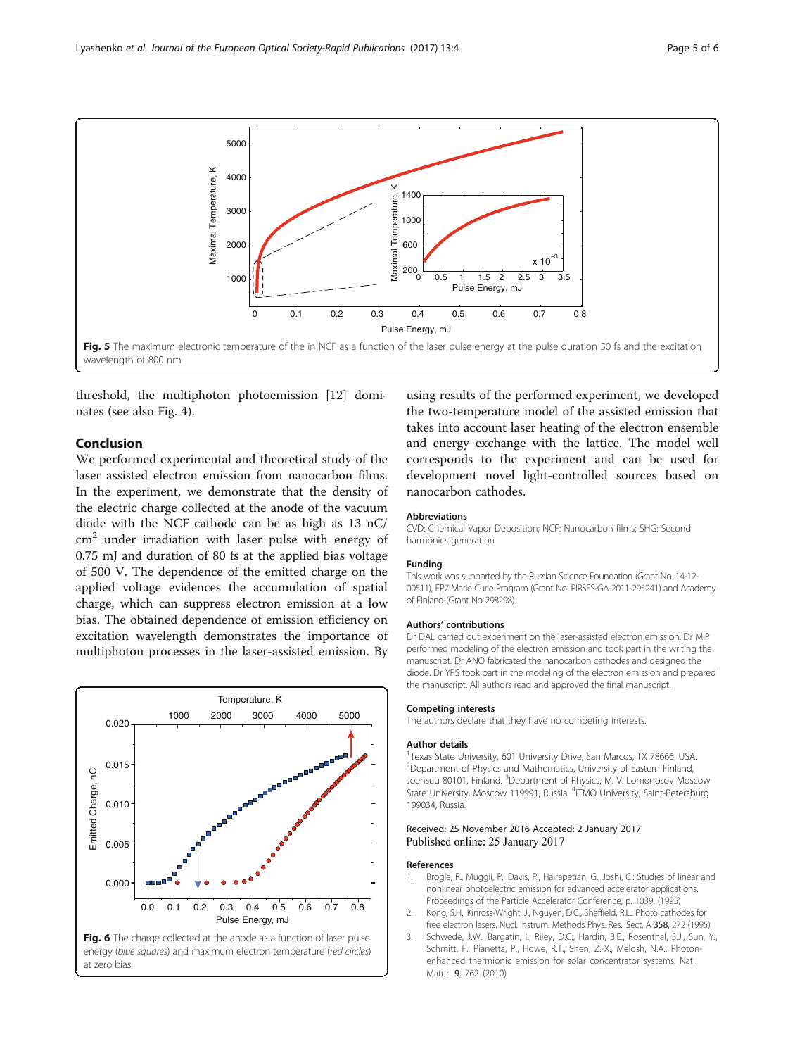Fig. 5 The maximum electronic temperature of the in NCF as a function of the laser pulse energy at the pulse duration 50 fs and the excitation wavelength of 800 nm

threshold, the multiphoton photoemission [12] dominates (see also Fig. 4).

## Conclusion

We performed experimental and theoretical study of the laser assisted electron emission from nanocarbon films. In the experiment, we demonstrate that the density of the electric charge collected at the anode of the vacuum diode with the NCF cathode can be as high as 13 nC/cm$^2$ under irradiation with laser pulse with energy of 0.75 mJ and duration of 80 fs at the applied bias voltage of 500 V. The dependence of the emitted charge on the applied voltage evidences the accumulation of spatial charge, which can suppress electron emission at a low bias. The obtained dependence of emission efficiency on excitation wavelength demonstrates the importance of multiphoton processes in the laser-assisted emission. By using results of the performed experiment, we developed the two-temperature model of the assisted emission that takes into account laser heating of the electron ensemble and energy exchange with the lattice. The model well corresponds to the experiment and can be used for development novel light-controlled sources based on nanocarbon cathodes.

Fig. 6 The charge collected at the anode as a function of laser pulse energy (*blue squares*) and maximum electron temperature (*red circles*) at zero bias

### Abbreviations

CVD: Chemical Vapor Deposition; NCF: Nanocarbon films; SHG: Second harmonics generation

### Funding

This work was supported by the Russian Science Foundation (Grant No. 14-12-00511), FP7 Marie Curie Program (Grant No. PIRSES-GA-2011-295241) and Academy of Finland (Grant No 298298).

### Authors' contributions

Dr DAL carried out experiment on the laser-assisted electron emission. Dr MIP performed modeling of the electron emission and took part in the writing the manuscript. Dr ANO fabricated the nanocarbon cathodes and designed the diode. Dr YPS took part in the modeling of the electron emission and prepared the manuscript. All authors read and approved the final manuscript.

### Competing interests

The authors declare that they have no competing interests.

### Author details

[1]Texas State University, 601 University Drive, San Marcos, TX 78666, USA. [2]Department of Physics and Mathematics, University of Eastern Finland, Joensuu 80101, Finland. [3]Department of Physics, M. V. Lomonosov Moscow State University, Moscow 119991, Russia. [4]ITMO University, Saint-Petersburg 199034, Russia.

Received: 25 November 2016 Accepted: 2 January 2017
Published online: 25 January 2017

### References

1. Brogle, R., Muggli, P., Davis, P., Hairapetian, G., Joshi, C.: Studies of linear and nonlinear photoelectric emission for advanced accelerator applications. Proceedings of the Particle Accelerator Conference, p. 1039. (1995)
2. Kong, S.H., Kinross-Wright, J., Nguyen, D.C., Sheffield, R.L.: Photo cathodes for free electron lasers. Nucl. Instrum. Methods Phys. Res., Sect. A **358**, 272 (1995)
3. Schwede, J.W., Bargatin, I., Riley, D.C., Hardin, B.E., Rosenthal, S.J., Sun, Y., Schmitt, F., Pianetta, P., Howe, R.T., Shen, Z.-X., Melosh, N.A.: Photon-enhanced thermionic emission for solar concentrator systems. Nat. Mater. **9**, 762 (2010)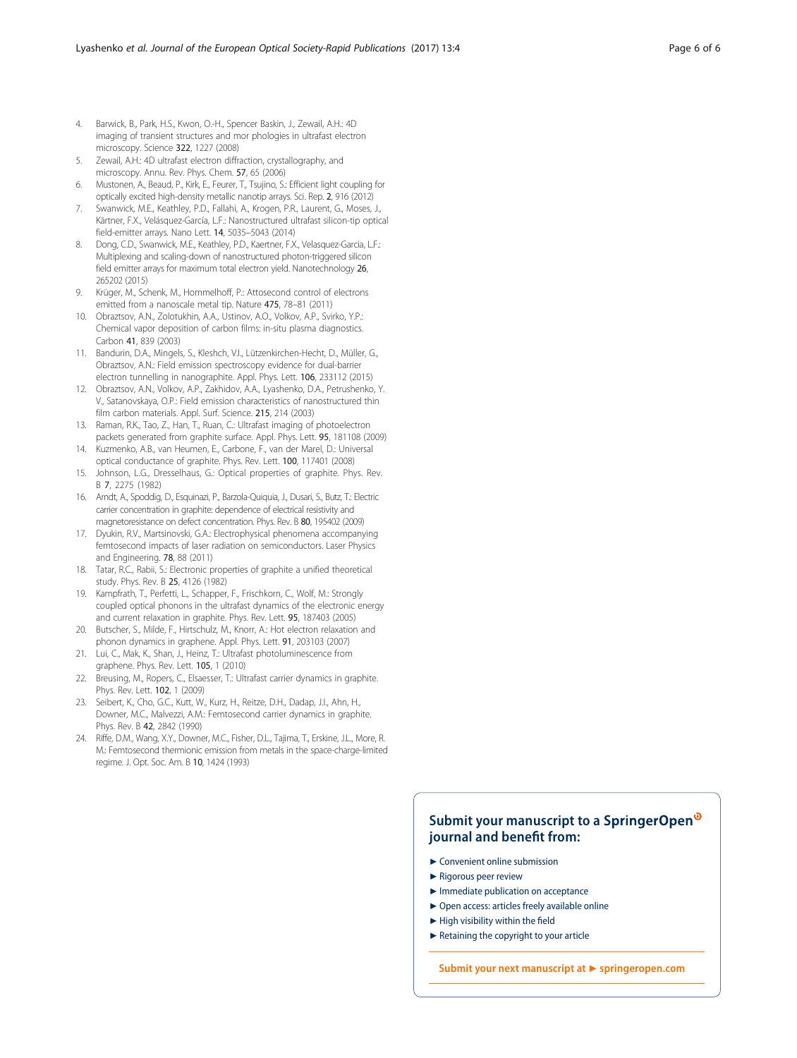4. Barwick, B., Park, H.S., Kwon, O.-H., Spencer Baskin, J., Zewail, A.H.: 4D imaging of transient structures and mor phologies in ultrafast electron microscopy. Science **322**, 1227 (2008)
5. Zewail, A.H.: 4D ultrafast electron diffraction, crystallography, and microscopy. Annu. Rev. Phys. Chem. **57**, 65 (2006)
6. Mustonen, A., Beaud, P., Kirk, E., Feurer, T., Tsujino, S.: Efficient light coupling for optically excited high-density metallic nanotip arrays. Sci. Rep. **2**, 916 (2012)
7. Swanwick, M.E., Keathley, P.D., Fallahi, A., Krogen, P.R., Laurent, G., Moses, J., Kärtner, F.X., Velásquez-García, L.F.: Nanostructured ultrafast silicon-tip optical field-emitter arrays. Nano Lett. **14**, 5035–5043 (2014)
8. Dong, C.D., Swanwick, M.E., Keathley, P.D., Kaertner, F.X., Velasquez-Garcia, L.F.: Multiplexing and scaling-down of nanostructured photon-triggered silicon field emitter arrays for maximum total electron yield. Nanotechnology **26**, 265202 (2015)
9. Krüger, M., Schenk, M., Hommelhoff, P.: Attosecond control of electrons emitted from a nanoscale metal tip. Nature **475**, 78–81 (2011)
10. Obraztsov, A.N., Zolotukhin, A.A., Ustinov, A.O., Volkov, A.P., Svirko, Y.P.: Chemical vapor deposition of carbon films: in-situ plasma diagnostics. Carbon **41**, 839 (2003)
11. Bandurin, D.A., Mingels, S., Kleshch, V.I., Lützenkirchen-Hecht, D., Müller, G., Obraztsov, A.N.: Field emission spectroscopy evidence for dual-barrier electron tunnelling in nanographite. Appl. Phys. Lett. **106**, 233112 (2015)
12. Obraztsov, A.N., Volkov, A.P., Zakhidov, A.A., Lyashenko, D.A., Petrushenko, Y. V., Satanovskaya, O.P.: Field emission characteristics of nanostructured thin film carbon materials. Appl. Surf. Science. **215**, 214 (2003)
13. Raman, R.K., Tao, Z., Han, T., Ruan, C.: Ultrafast imaging of photoelectron packets generated from graphite surface. Appl. Phys. Lett. **95**, 181108 (2009)
14. Kuzmenko, A.B., van Heumen, E., Carbone, F., van der Marel, D.: Universal optical conductance of graphite. Phys. Rev. Lett. **100**, 117401 (2008)
15. Johnson, L.G., Dresselhaus, G.: Optical properties of graphite. Phys. Rev. B **7**, 2275 (1982)
16. Arndt, A., Spoddig, D., Esquinazi, P., Barzola-Quiquia, J., Dusari, S., Butz, T.: Electric carrier concentration in graphite: dependence of electrical resistivity and magnetoresistance on defect concentration. Phys. Rev. B **80**, 195402 (2009)
17. Dyukin, R.V., Martsinovski, G.A.: Electrophysical phenomena accompanying femtosecond impacts of laser radiation on semiconductors. Laser Physics and Engineering. **78**, 88 (2011)
18. Tatar, R.C., Rabii, S.: Electronic properties of graphite a unified theoretical study. Phys. Rev. B **25**, 4126 (1982)
19. Kampfrath, T., Perfetti, L., Schapper, F., Frischkorn, C., Wolf, M.: Strongly coupled optical phonons in the ultrafast dynamics of the electronic energy and current relaxation in graphite. Phys. Rev. Lett. **95**, 187403 (2005)
20. Butscher, S., Milde, F., Hirtschulz, M., Knorr, A.: Hot electron relaxation and phonon dynamics in graphene. Appl. Phys. Lett. **91**, 203103 (2007)
21. Lui, C., Mak, K., Shan, J., Heinz, T.: Ultrafast photoluminescence from graphene. Phys. Rev. Lett. **105**, 1 (2010)
22. Breusing, M., Ropers, C., Elsaesser, T.: Ultrafast carrier dynamics in graphite. Phys. Rev. Lett. **102**, 1 (2009)
23. Seibert, K., Cho, G.C., Kutt, W., Kurz, H., Reitze, D.H., Dadap, J.I., Ahn, H., Downer, M.C., Malvezzi, A.M.: Femtosecond carrier dynamics in graphite. Phys. Rev. B **42**, 2842 (1990)
24. Riffe, D.M., Wang, X.Y., Downer, M.C., Fisher, D.L., Tajima, T., Erskine, J.L., More, R. M.: Femtosecond thermionic emission from metals in the space-charge-limited regime. J. Opt. Soc. Am. B **10**, 1424 (1993)

**Submit your manuscript to a SpringerOpen journal and benefit from:**

- ► Convenient online submission
- ► Rigorous peer review
- ► Immediate publication on acceptance
- ► Open access: articles freely available online
- ► High visibility within the field
- ► Retaining the copyright to your article

**Submit your next manuscript at ► springeropen.com**